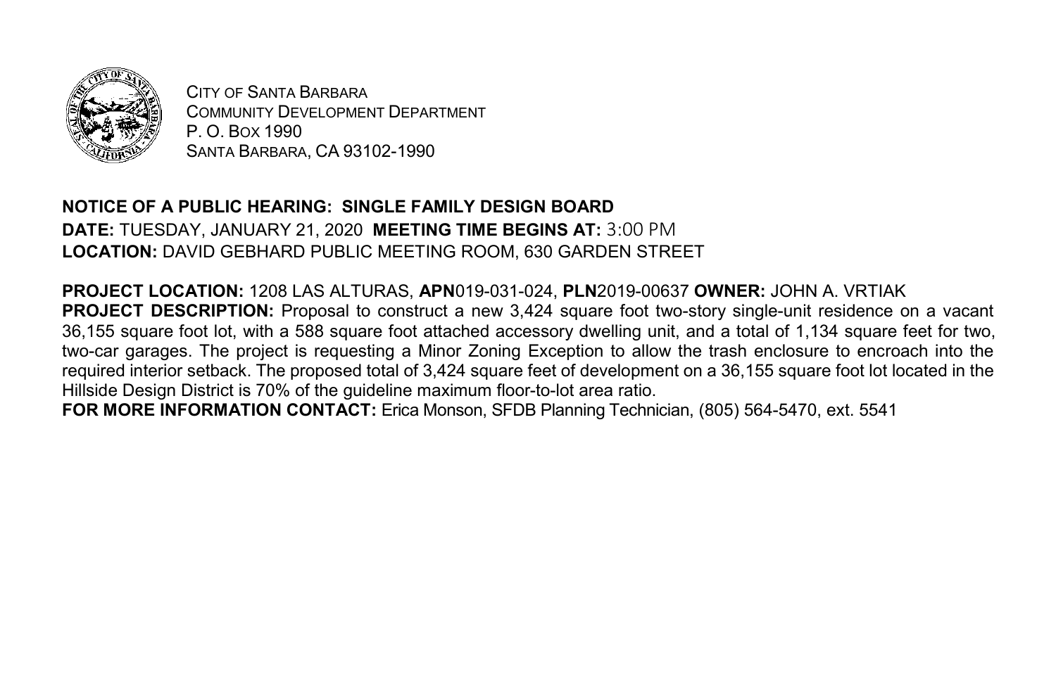CITY OF SANTA BARBARA
COMMUNITY DEVELOPMENT DEPARTMENT
P. O. BOX 1990
SANTA BARBARA, CA 93102-1990

**NOTICE OF A PUBLIC HEARING: SINGLE FAMILY DESIGN BOARD**
**DATE:** TUESDAY, JANUARY 21, 2020 **MEETING TIME BEGINS AT:** 3:00 PM
**LOCATION:** DAVID GEBHARD PUBLIC MEETING ROOM, 630 GARDEN STREET

**PROJECT LOCATION:** 1208 LAS ALTURAS, **APN**019-031-024, **PLN**2019-00637 **OWNER:** JOHN A. VRTIAK
**PROJECT DESCRIPTION:** Proposal to construct a new 3,424 square foot two-story single-unit residence on a vacant 36,155 square foot lot, with a 588 square foot attached accessory dwelling unit, and a total of 1,134 square feet for two, two-car garages. The project is requesting a Minor Zoning Exception to allow the trash enclosure to encroach into the required interior setback. The proposed total of 3,424 square feet of development on a 36,155 square foot lot located in the Hillside Design District is 70% of the guideline maximum floor-to-lot area ratio.
**FOR MORE INFORMATION CONTACT:** Erica Monson, SFDB Planning Technician, (805) 564-5470, ext. 5541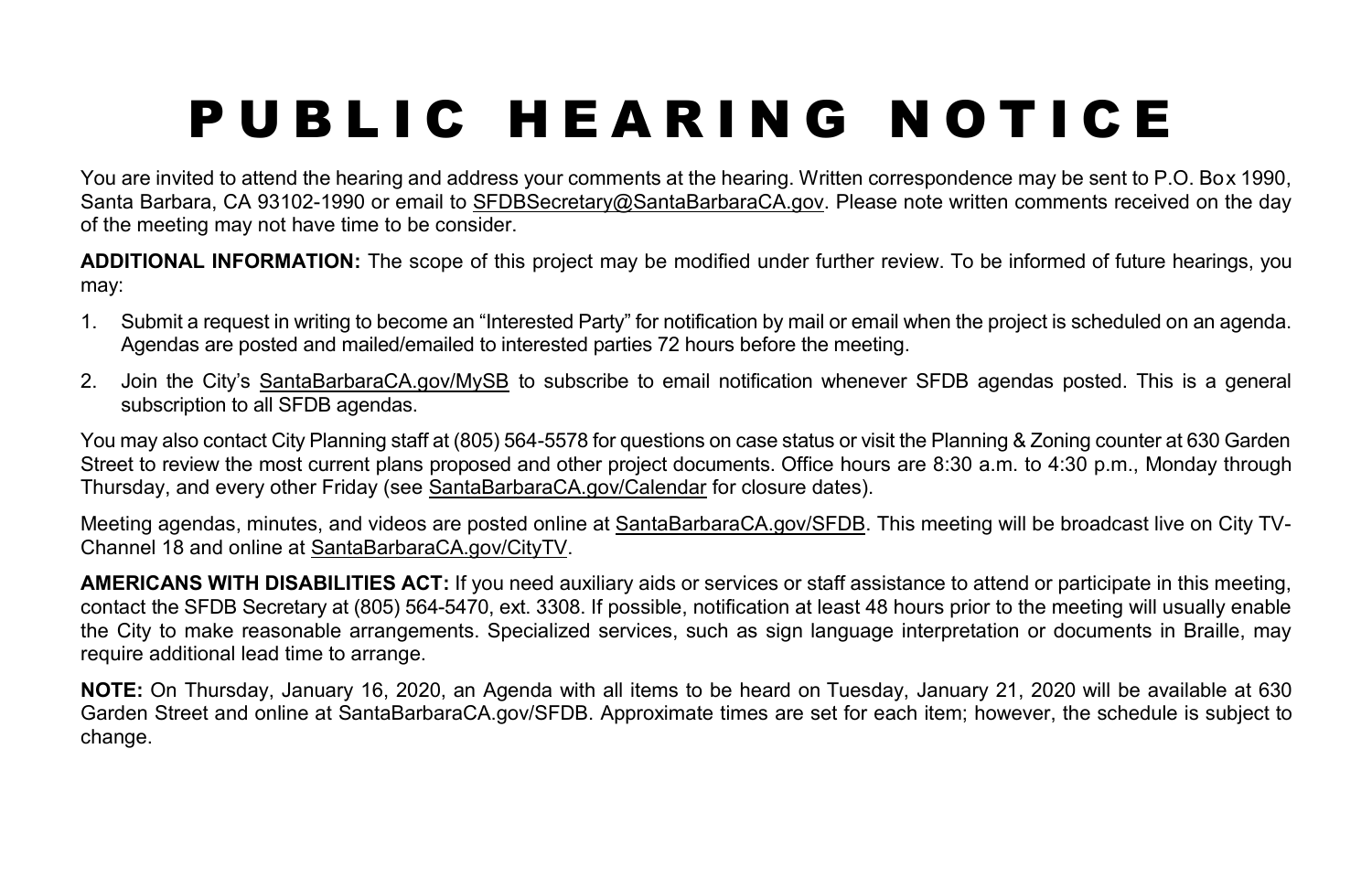# PUBLIC HEARING NOTICE

You are invited to attend the hearing and address your comments at the hearing. Written correspondence may be sent to P.O. Box 1990, Santa Barbara, CA 93102-1990 or email to SFDBSecretary@SantaBarbaraCA.gov. Please note written comments received on the day of the meeting may not have time to be consider.

**ADDITIONAL INFORMATION:** The scope of this project may be modified under further review. To be informed of future hearings, you may:

1. Submit a request in writing to become an "Interested Party" for notification by mail or email when the project is scheduled on an agenda. Agendas are posted and mailed/emailed to interested parties 72 hours before the meeting.
2. Join the City's SantaBarbaraCA.gov/MySB to subscribe to email notification whenever SFDB agendas posted. This is a general subscription to all SFDB agendas.

You may also contact City Planning staff at (805) 564-5578 for questions on case status or visit the Planning & Zoning counter at 630 Garden Street to review the most current plans proposed and other project documents. Office hours are 8:30 a.m. to 4:30 p.m., Monday through Thursday, and every other Friday (see SantaBarbaraCA.gov/Calendar for closure dates).

Meeting agendas, minutes, and videos are posted online at SantaBarbaraCA.gov/SFDB. This meeting will be broadcast live on City TV-Channel 18 and online at SantaBarbaraCA.gov/CityTV.

**AMERICANS WITH DISABILITIES ACT:** If you need auxiliary aids or services or staff assistance to attend or participate in this meeting, contact the SFDB Secretary at (805) 564-5470, ext. 3308. If possible, notification at least 48 hours prior to the meeting will usually enable the City to make reasonable arrangements. Specialized services, such as sign language interpretation or documents in Braille, may require additional lead time to arrange.

**NOTE:** On Thursday, January 16, 2020, an Agenda with all items to be heard on Tuesday, January 21, 2020 will be available at 630 Garden Street and online at SantaBarbaraCA.gov/SFDB. Approximate times are set for each item; however, the schedule is subject to change.